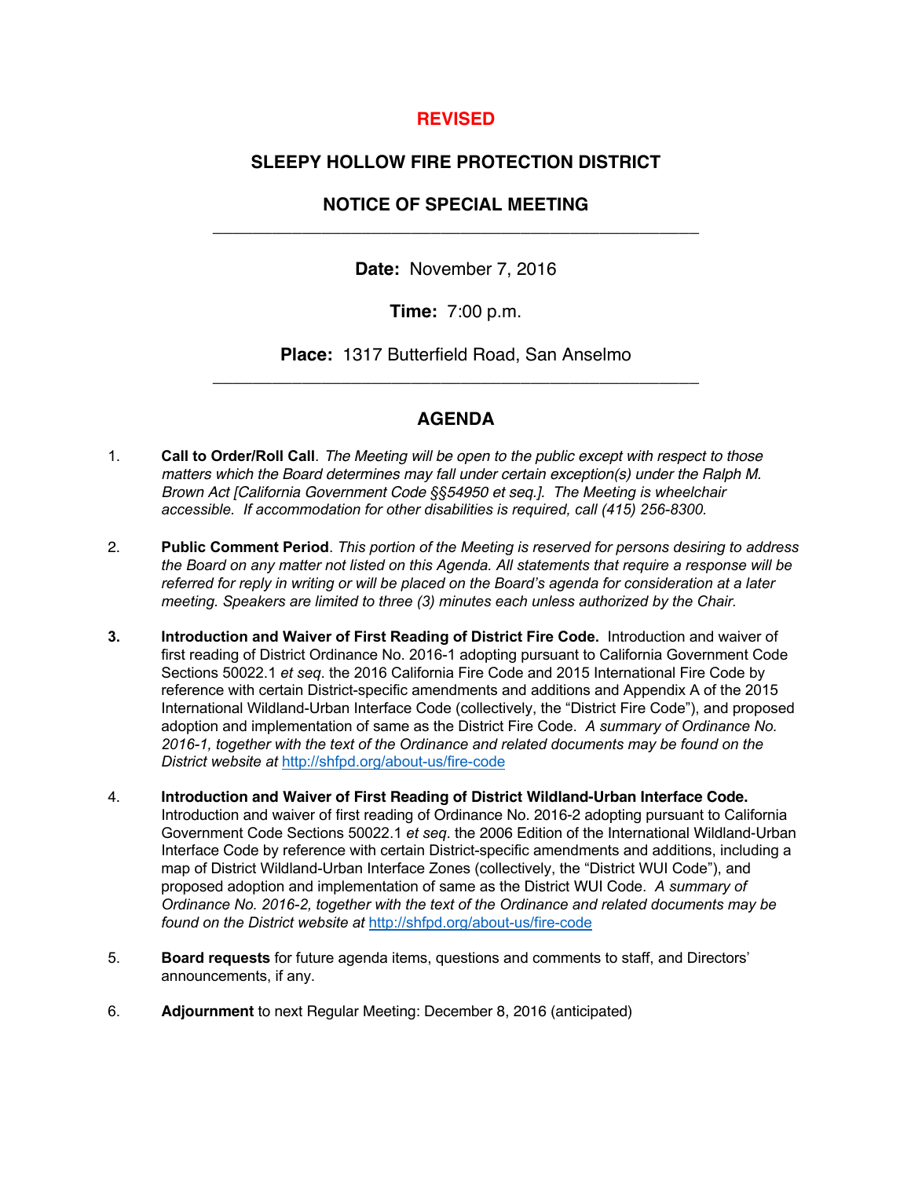**REVISED**

# SLEEPY HOLLOW FIRE PROTECTION DISTRICT

## NOTICE OF SPECIAL MEETING

---

**Date:** November 7, 2016

**Time:** 7:00 p.m.

**Place:** 1317 Butterfield Road, San Anselmo

---

## AGENDA

1. **Call to Order/Roll Call**. *The Meeting will be open to the public except with respect to those matters which the Board determines may fall under certain exception(s) under the Ralph M. Brown Act [California Government Code §§54950 et seq.]. The Meeting is wheelchair accessible. If accommodation for other disabilities is required, call (415) 256-8300.*

2. **Public Comment Period**. *This portion of the Meeting is reserved for persons desiring to address the Board on any matter not listed on this Agenda. All statements that require a response will be referred for reply in writing or will be placed on the Board's agenda for consideration at a later meeting. Speakers are limited to three (3) minutes each unless authorized by the Chair.*

3. **Introduction and Waiver of First Reading of District Fire Code.** Introduction and waiver of first reading of District Ordinance No. 2016-1 adopting pursuant to California Government Code Sections 50022.1 *et seq*. the 2016 California Fire Code and 2015 International Fire Code by reference with certain District-specific amendments and additions and Appendix A of the 2015 International Wildland-Urban Interface Code (collectively, the "District Fire Code"), and proposed adoption and implementation of same as the District Fire Code. *A summary of Ordinance No. 2016-1, together with the text of the Ordinance and related documents may be found on the District website at* http://shfpd.org/about-us/fire-code

4. **Introduction and Waiver of First Reading of District Wildland-Urban Interface Code.** Introduction and waiver of first reading of Ordinance No. 2016-2 adopting pursuant to California Government Code Sections 50022.1 *et seq*. the 2006 Edition of the International Wildland-Urban Interface Code by reference with certain District-specific amendments and additions, including a map of District Wildland-Urban Interface Zones (collectively, the "District WUI Code"), and proposed adoption and implementation of same as the District WUI Code. *A summary of Ordinance No. 2016-2, together with the text of the Ordinance and related documents may be found on the District website at* http://shfpd.org/about-us/fire-code

5. **Board requests** for future agenda items, questions and comments to staff, and Directors' announcements, if any.

6. **Adjournment** to next Regular Meeting: December 8, 2016 (anticipated)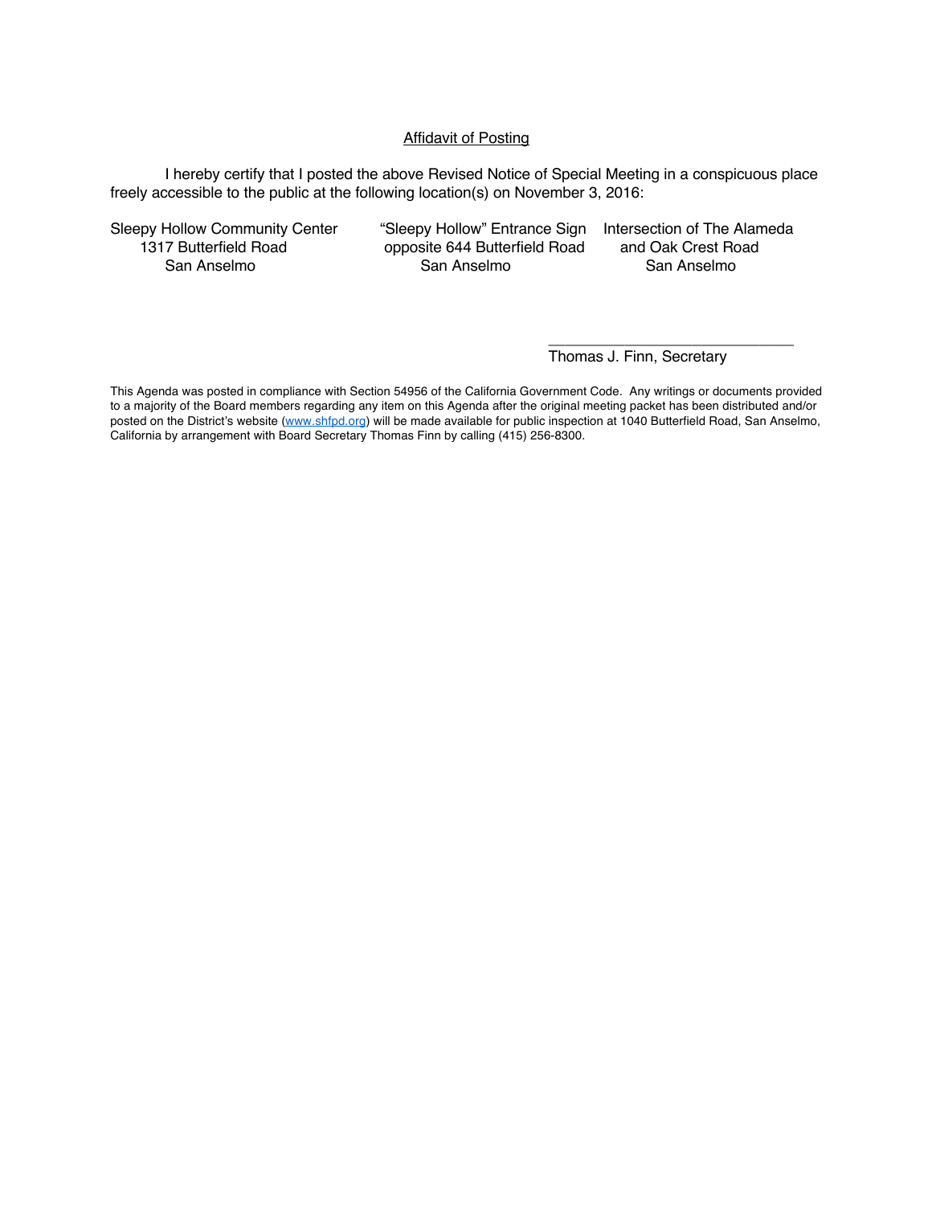## Affidavit of Posting

I hereby certify that I posted the above Revised Notice of Special Meeting in a conspicuous place freely accessible to the public at the following location(s) on November 3, 2016:

Sleepy Hollow Community Center
1317 Butterfield Road
San Anselmo

"Sleepy Hollow" Entrance Sign
opposite 644 Butterfield Road
San Anselmo

Intersection of The Alameda
and Oak Crest Road
San Anselmo

\_\_\_\_\_\_\_\_\_\_\_\_\_\_\_\_\_\_\_\_\_\_\_\_\_\_\_\_\_\_
Thomas J. Finn, Secretary

This Agenda was posted in compliance with Section 54956 of the California Government Code. Any writings or documents provided to a majority of the Board members regarding any item on this Agenda after the original meeting packet has been distributed and/or posted on the District's website (www.shfpd.org) will be made available for public inspection at 1040 Butterfield Road, San Anselmo, California by arrangement with Board Secretary Thomas Finn by calling (415) 256-8300.